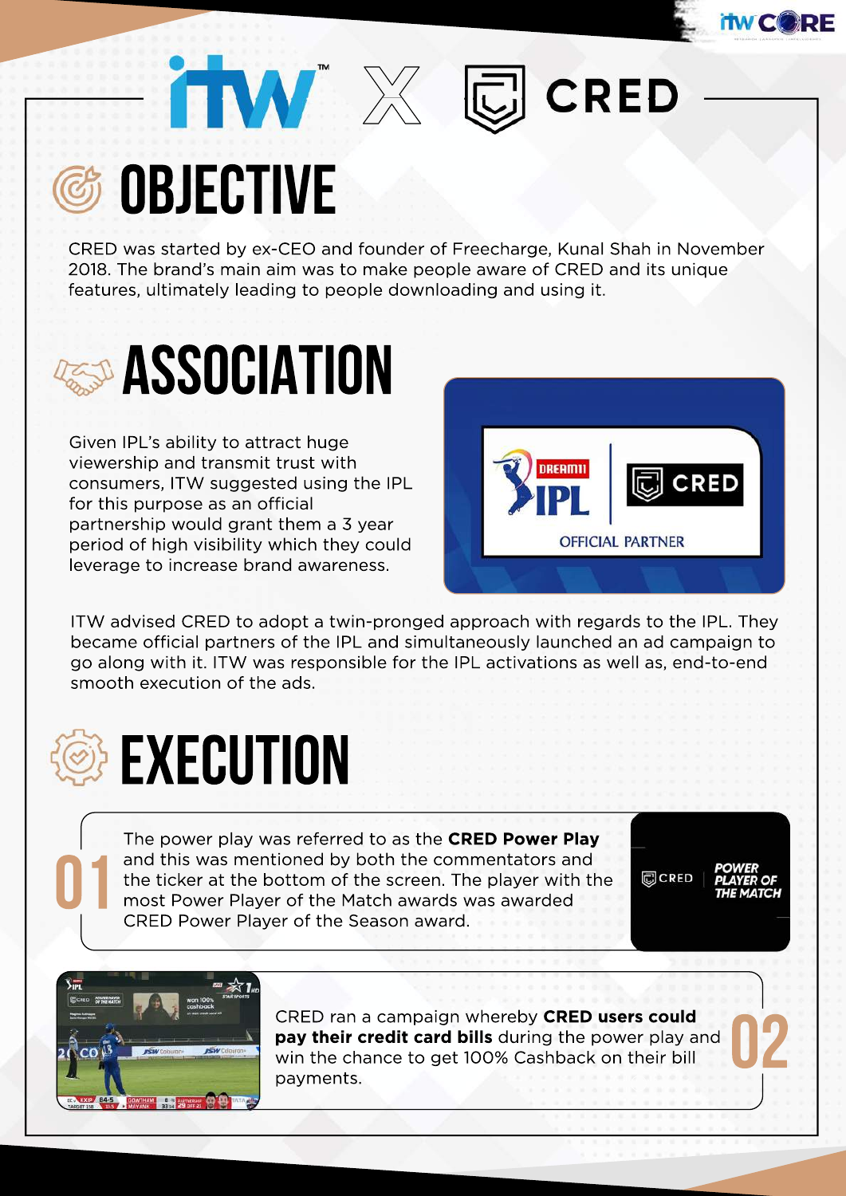# ITW X CRED

## OBJECTIVE

CRED was started by ex-CEO and founder of Freecharge, Kunal Shah in November 2018. The brand's main aim was to make people aware of CRED and its unique features, ultimately leading to people downloading and using it.

## ASSOCIATION

Given IPL's ability to attract huge viewership and transmit trust with consumers, ITW suggested using the IPL for this purpose as an official partnership would grant them a 3 year period of high visibility which they could leverage to increase brand awareness.

ITW advised CRED to adopt a twin-pronged approach with regards to the IPL. They became official partners of the IPL and simultaneously launched an ad campaign to go along with it. ITW was responsible for the IPL activations as well as, end-to-end smooth execution of the ads.

## EXECUTION

**01**

The power play was referred to as the **CRED Power Play** and this was mentioned by both the commentators and the ticker at the bottom of the screen. The player with the most Power Player of the Match awards was awarded CRED Power Player of the Season award.

**02**

CRED ran a campaign whereby **CRED users could pay their credit card bills** during the power play and win the chance to get 100% Cashback on their bill payments.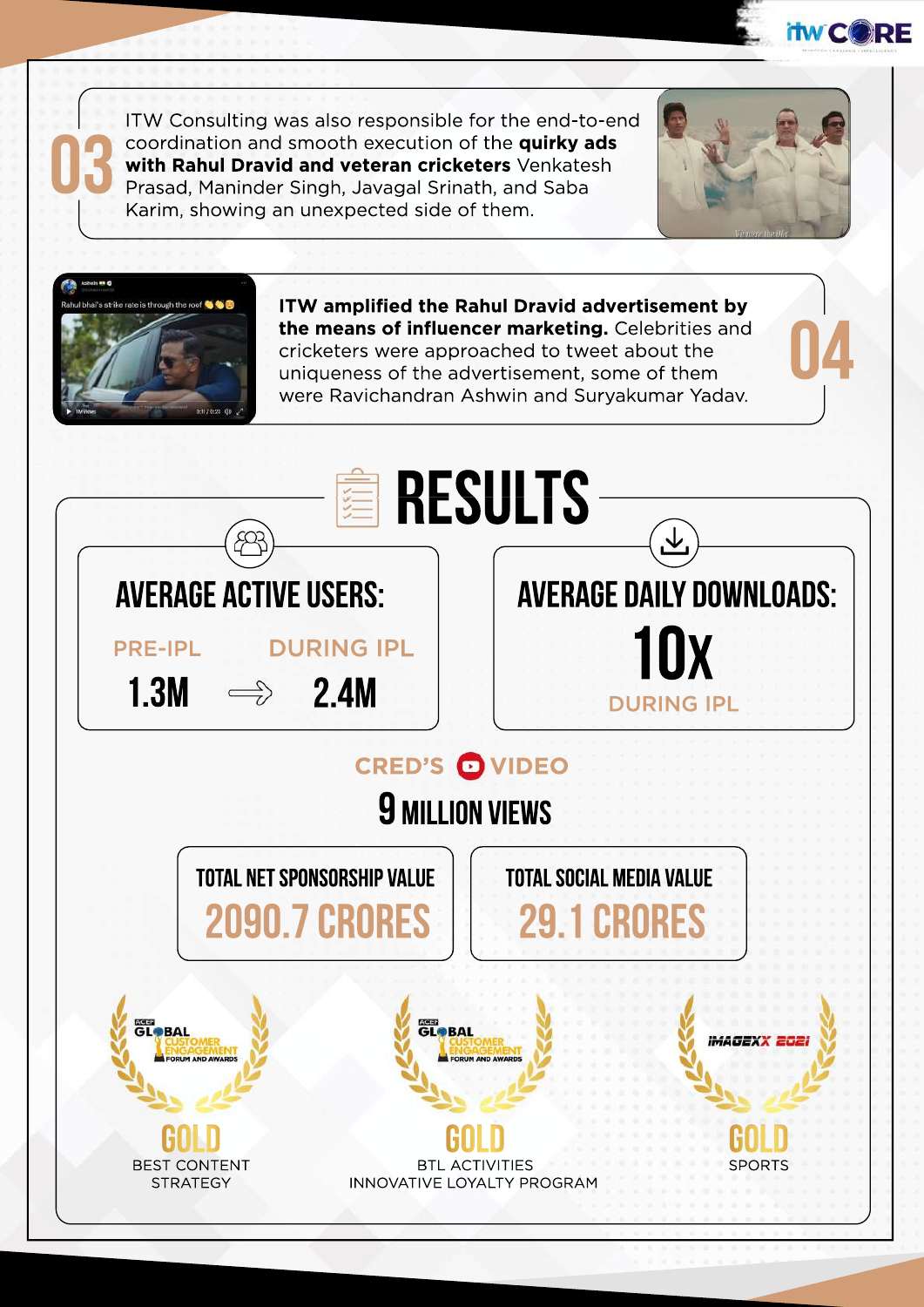## 03

ITW Consulting was also responsible for the end-to-end coordination and smooth execution of the **quirky ads with Rahul Dravid and veteran cricketers** Venkatesh Prasad, Maninder Singh, Javagal Srinath, and Saba Karim, showing an unexpected side of them.

## 04

**ITW amplified the Rahul Dravid advertisement by the means of influencer marketing.** Celebrities and cricketers were approached to tweet about the uniqueness of the advertisement, some of them were Ravichandran Ashwin and Suryakumar Yadav.

# RESULTS

### AVERAGE ACTIVE USERS:

PRE-IPL **1.3M** → DURING IPL **2.4M**

### AVERAGE DAILY DOWNLOADS:

**10x**

DURING IPL

CRED'S VIDEO

**9 MILLION VIEWS**

**TOTAL NET SPONSORSHIP VALUE**
2090.7 CRORES

**TOTAL SOCIAL MEDIA VALUE**
29.1 CRORES

ACEF GLOBAL CUSTOMER ENGAGEMENT FORUM AND AWARDS
**GOLD**
BEST CONTENT STRATEGY

ACEF GLOBAL CUSTOMER ENGAGEMENT FORUM AND AWARDS
**GOLD**
BTL ACTIVITIES
INNOVATIVE LOYALTY PROGRAM

IMAGEXX 2021
**GOLD**
SPORTS